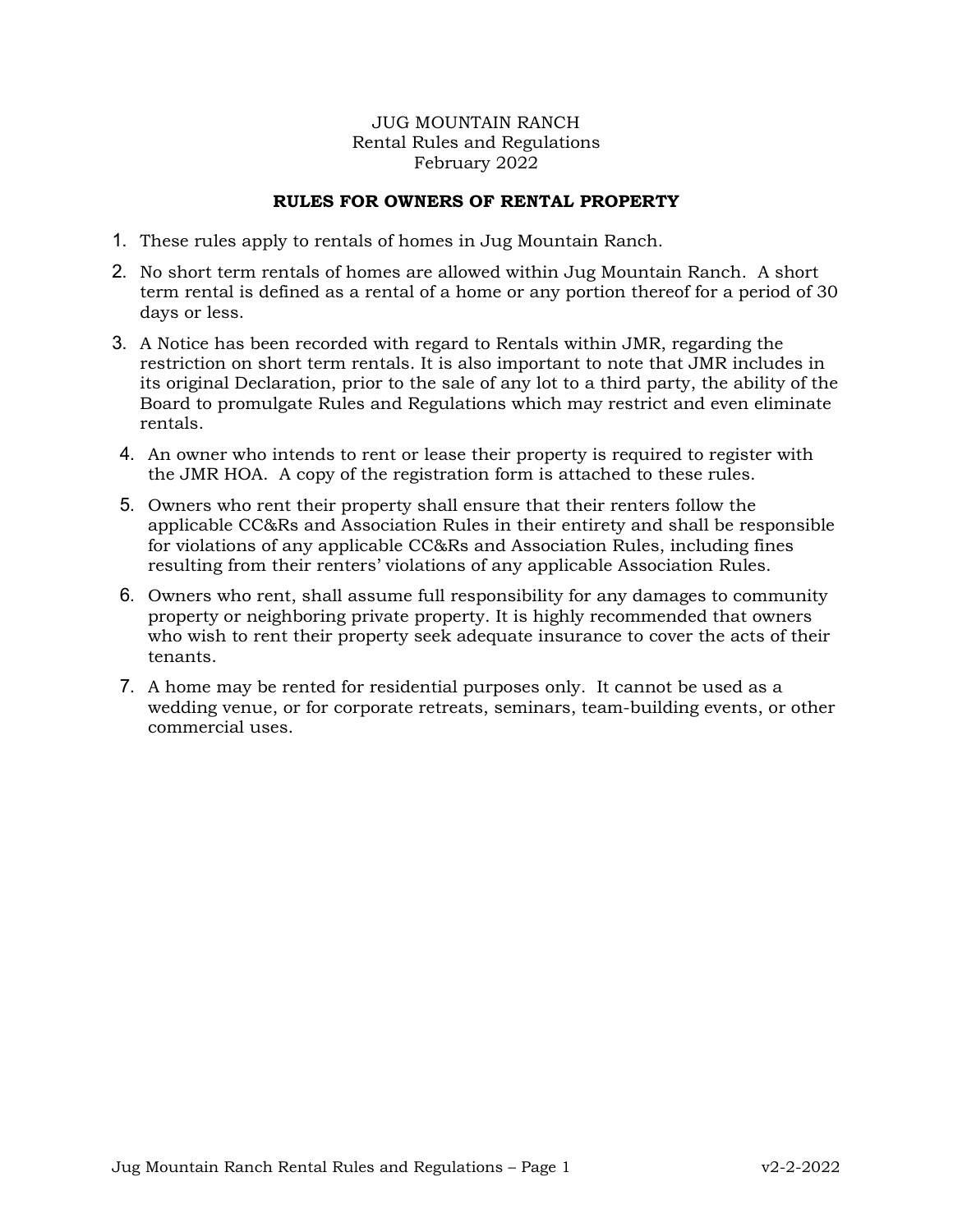JUG MOUNTAIN RANCH
Rental Rules and Regulations
February 2022

## RULES FOR OWNERS OF RENTAL PROPERTY

1. These rules apply to rentals of homes in Jug Mountain Ranch.
2. No short term rentals of homes are allowed within Jug Mountain Ranch. A short term rental is defined as a rental of a home or any portion thereof for a period of 30 days or less.
3. A Notice has been recorded with regard to Rentals within JMR, regarding the restriction on short term rentals. It is also important to note that JMR includes in its original Declaration, prior to the sale of any lot to a third party, the ability of the Board to promulgate Rules and Regulations which may restrict and even eliminate rentals.
4. An owner who intends to rent or lease their property is required to register with the JMR HOA. A copy of the registration form is attached to these rules.
5. Owners who rent their property shall ensure that their renters follow the applicable CC&Rs and Association Rules in their entirety and shall be responsible for violations of any applicable CC&Rs and Association Rules, including fines resulting from their renters' violations of any applicable Association Rules.
6. Owners who rent, shall assume full responsibility for any damages to community property or neighboring private property. It is highly recommended that owners who wish to rent their property seek adequate insurance to cover the acts of their tenants.
7. A home may be rented for residential purposes only. It cannot be used as a wedding venue, or for corporate retreats, seminars, team-building events, or other commercial uses.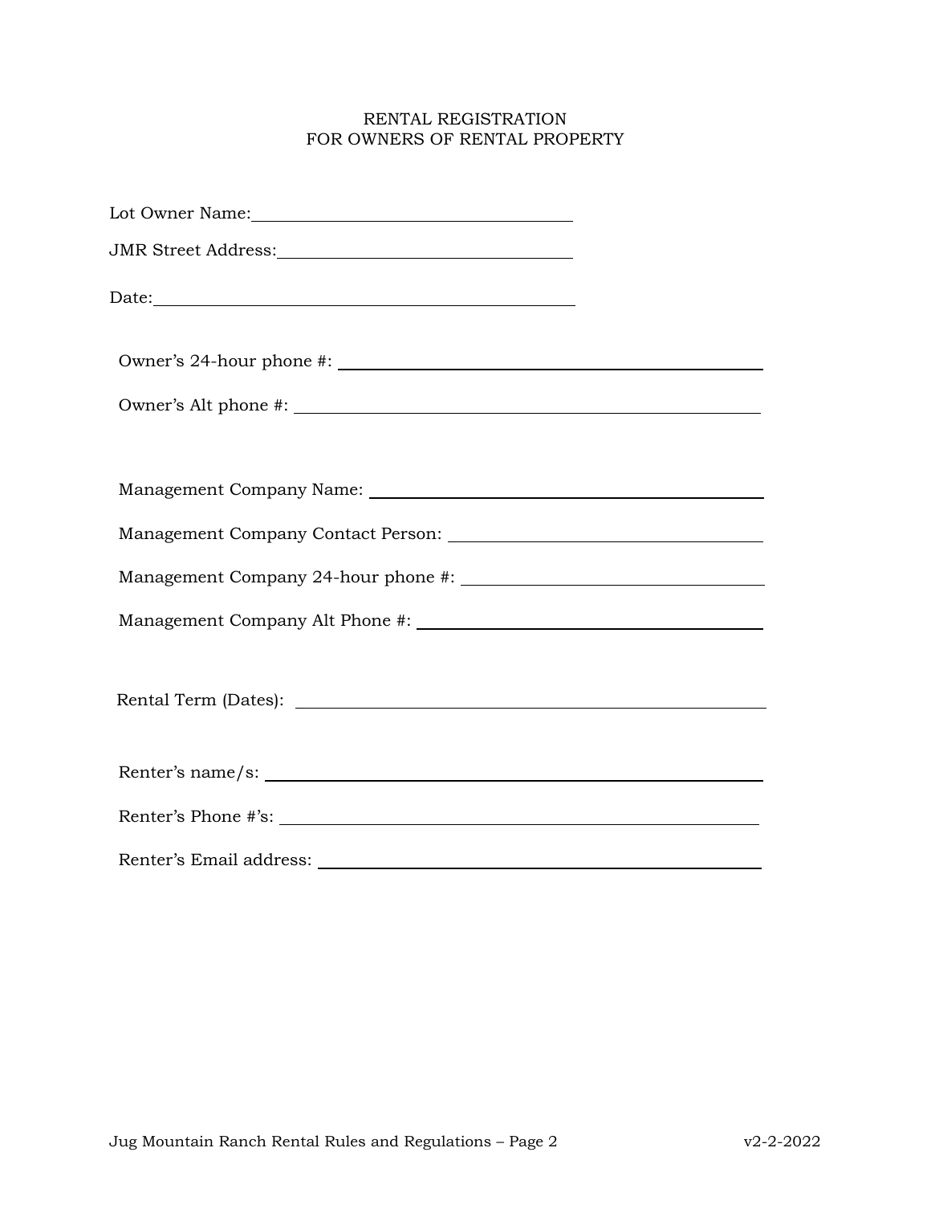# RENTAL REGISTRATION
# FOR OWNERS OF RENTAL PROPERTY

Lot Owner Name: ________________________________

JMR Street Address: ________________________________

Date: ________________________________

Owner's 24-hour phone #: ________________________________

Owner's Alt phone #: ________________________________

Management Company Name: ________________________________

Management Company Contact Person: ________________________________

Management Company 24-hour phone #: ________________________________

Management Company Alt Phone #: ________________________________

Rental Term (Dates): ________________________________

Renter's name/s: ________________________________

Renter's Phone #'s: ________________________________

Renter's Email address: ________________________________